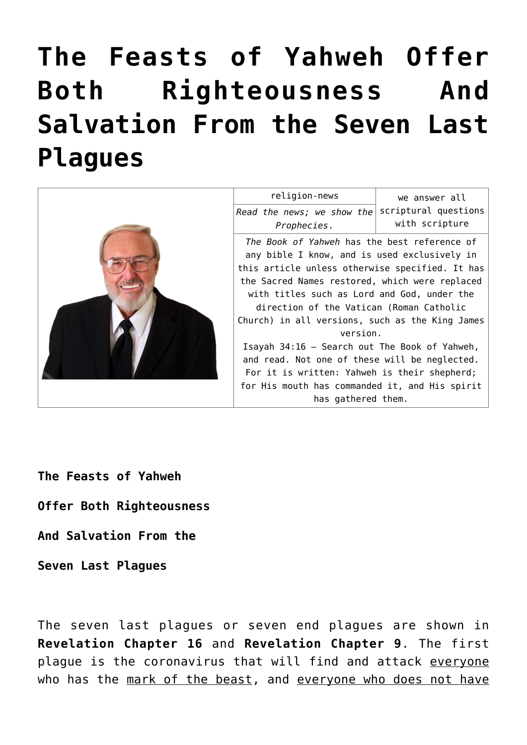# The Feasts of Yahweh Offer Both Righteousness And Salvation From the Seven Last Plagues

| | religion-news | we answer all scriptural questions with scripture |
|---|---|---|
| | *Read the news; we show the Prophecies.* | |
| | *The Book of Yahweh* has the best reference of any bible I know, and is used exclusively in this article unless otherwise specified. It has the Sacred Names restored, which were replaced with titles such as Lord and God, under the direction of the Vatican (Roman Catholic Church) in all versions, such as the King James version.<br>Isayah 34:16 – Search out The Book of Yahweh, and read. Not one of these will be neglected. For it is written: Yahweh is their shepherd; for His mouth has commanded it, and His spirit has gathered them. | |

**The Feasts of Yahweh**

**Offer Both Righteousness**

**And Salvation From the**

**Seven Last Plagues**

The seven last plagues or seven end plagues are shown in **Revelation Chapter 16** and **Revelation Chapter 9**. The first plague is the coronavirus that will find and attack everyone who has the mark of the beast, and everyone who does not have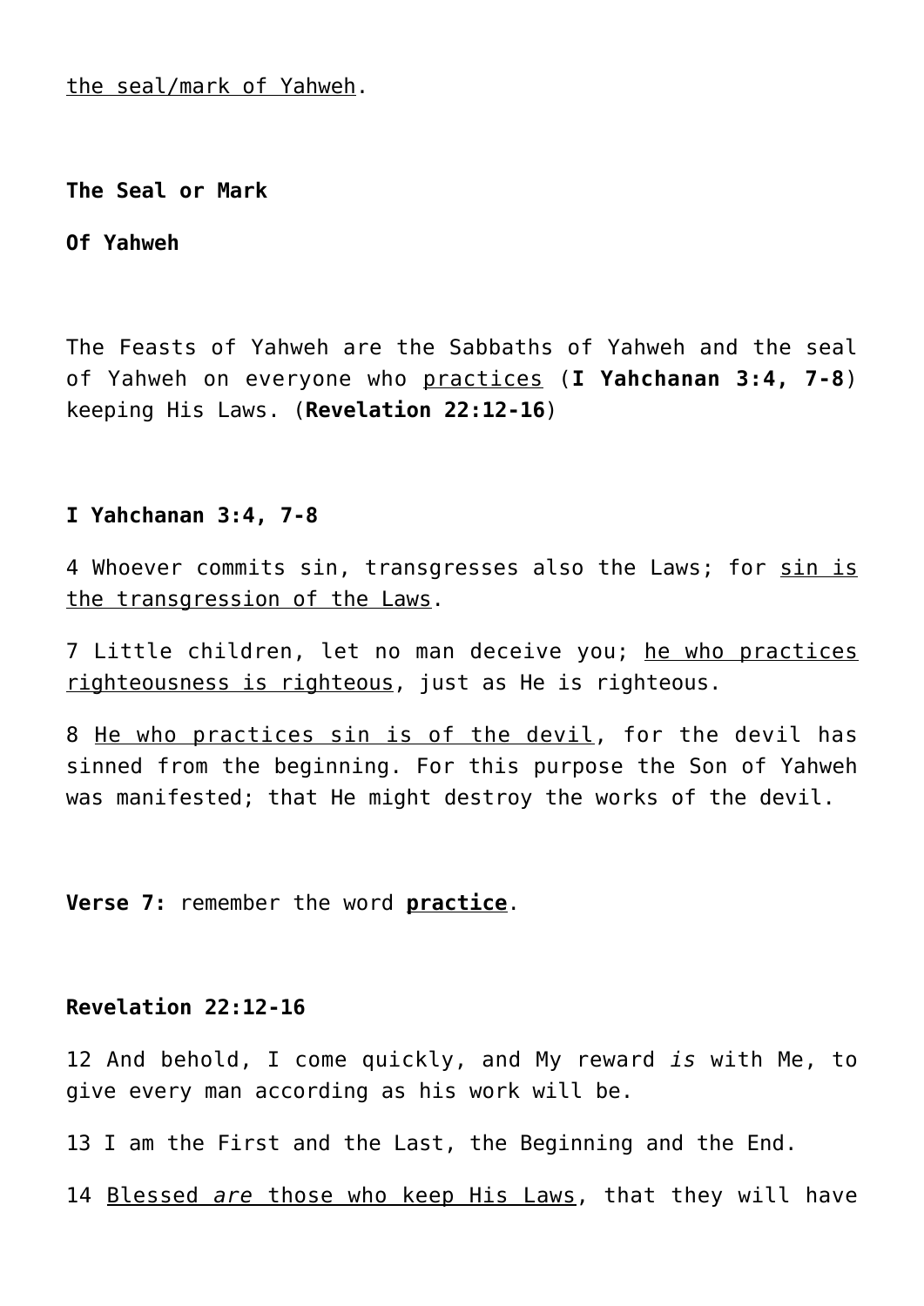<u>the seal/mark of Yahweh</u>.

**The Seal or Mark**

**Of Yahweh**

The Feasts of Yahweh are the Sabbaths of Yahweh and the seal of Yahweh on everyone who <u>practices</u> (**I Yahchanan 3:4, 7-8**) keeping His Laws. (**Revelation 22:12-16**)

**I Yahchanan 3:4, 7-8**

4 Whoever commits sin, transgresses also the Laws; for <u>sin is the transgression of the Laws</u>.

7 Little children, let no man deceive you; <u>he who practices righteousness is righteous</u>, just as He is righteous.

8 <u>He who practices sin is of the devil</u>, for the devil has sinned from the beginning. For this purpose the Son of Yahweh was manifested; that He might destroy the works of the devil.

**Verse 7:** remember the word **<u>practice</u>**.

**Revelation 22:12-16**

12 And behold, I come quickly, and My reward *is* with Me, to give every man according as his work will be.

13 I am the First and the Last, the Beginning and the End.

14 <u>Blessed *are* those who keep His Laws</u>, that they will have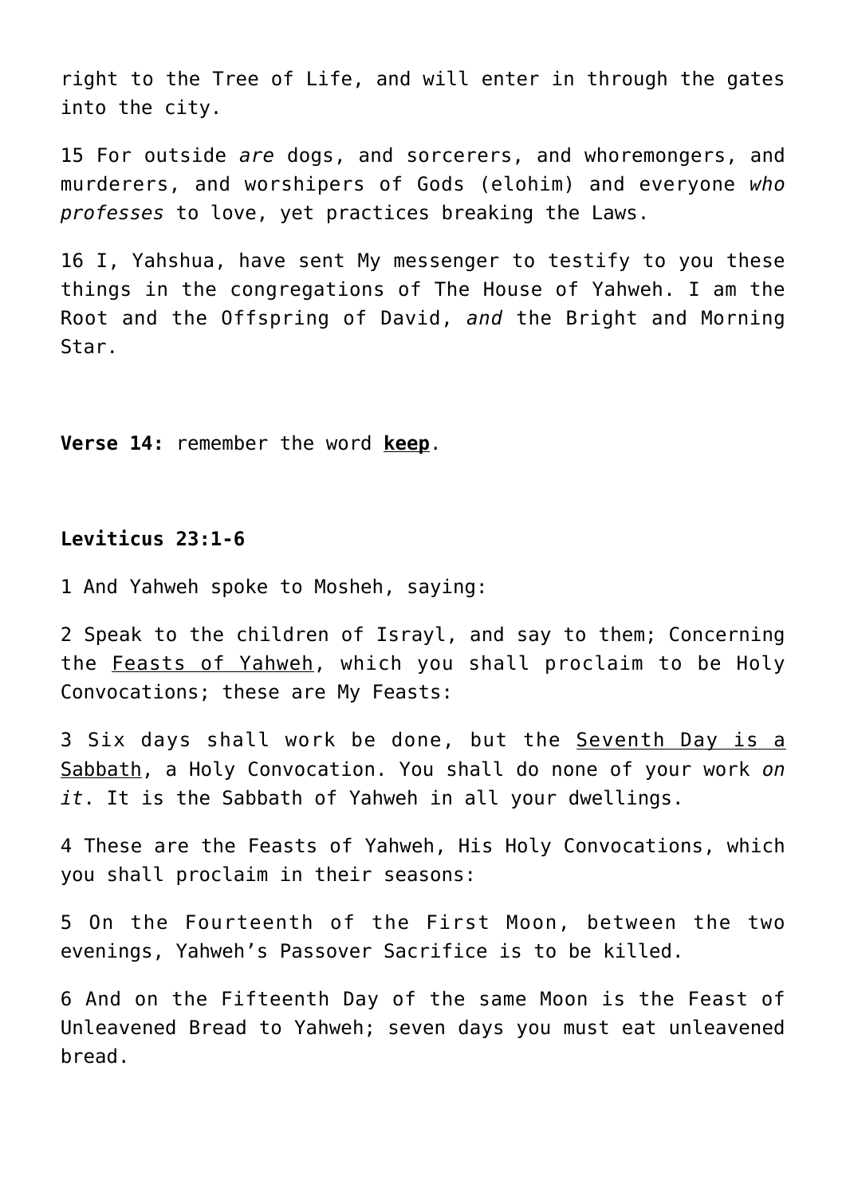right to the Tree of Life, and will enter in through the gates into the city.

15 For outside *are* dogs, and sorcerers, and whoremongers, and murderers, and worshipers of Gods (elohim) and everyone *who professes* to love, yet practices breaking the Laws.

16 I, Yahshua, have sent My messenger to testify to you these things in the congregations of The House of Yahweh. I am the Root and the Offspring of David, *and* the Bright and Morning Star.

**Verse 14:** remember the word <u>**keep**</u>.

**Leviticus 23:1-6**

1 And Yahweh spoke to Mosheh, saying:

2 Speak to the children of Israyl, and say to them; Concerning the <u>Feasts of Yahweh</u>, which you shall proclaim to be Holy Convocations; these are My Feasts:

3 Six days shall work be done, but the <u>Seventh Day is a Sabbath</u>, a Holy Convocation. You shall do none of your work *on it*. It is the Sabbath of Yahweh in all your dwellings.

4 These are the Feasts of Yahweh, His Holy Convocations, which you shall proclaim in their seasons:

5 On the Fourteenth of the First Moon, between the two evenings, Yahweh's Passover Sacrifice is to be killed.

6 And on the Fifteenth Day of the same Moon is the Feast of Unleavened Bread to Yahweh; seven days you must eat unleavened bread.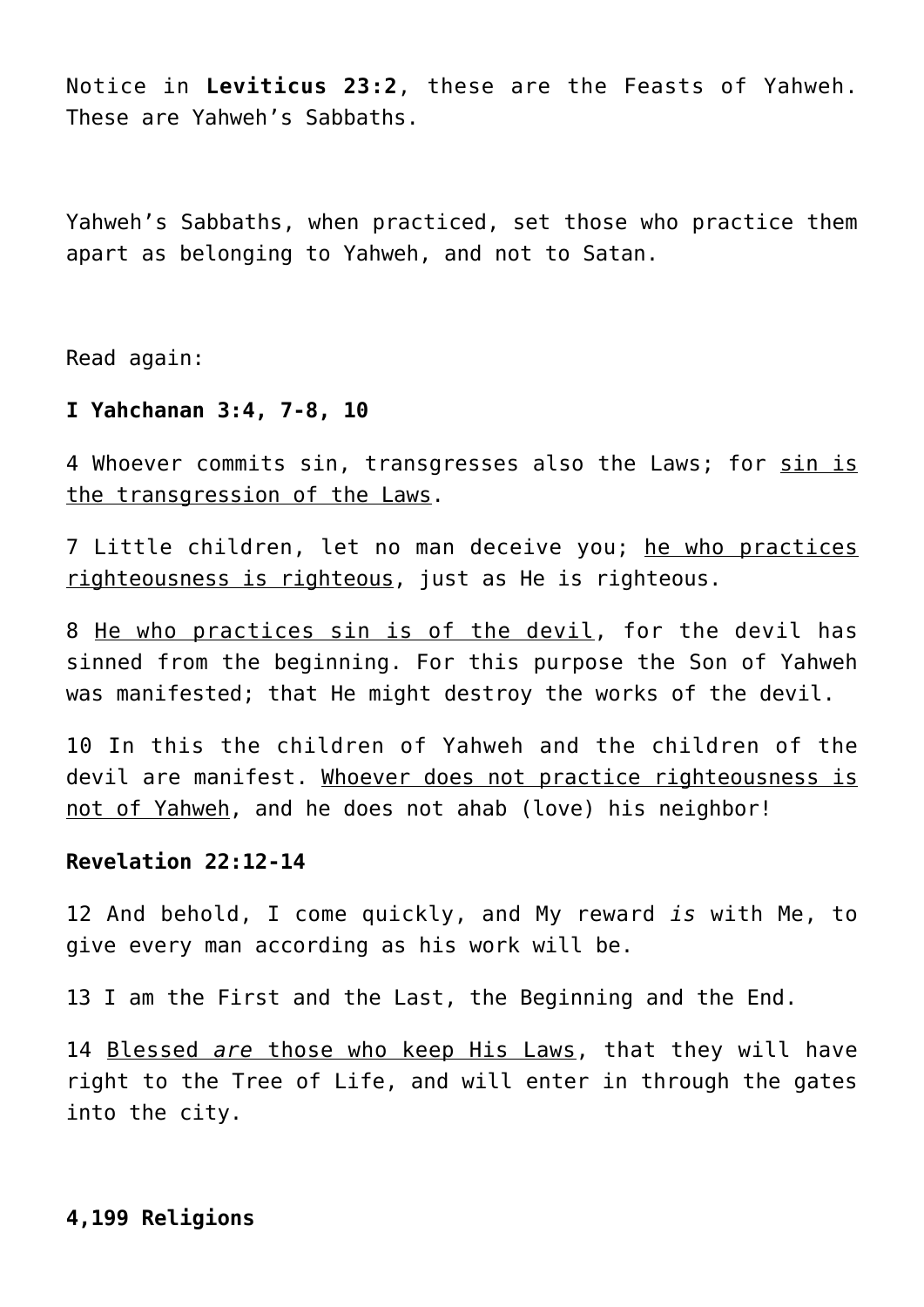Notice in **Leviticus 23:2**, these are the Feasts of Yahweh. These are Yahweh’s Sabbaths.

Yahweh’s Sabbaths, when practiced, set those who practice them apart as belonging to Yahweh, and not to Satan.

Read again:

**I Yahchanan 3:4, 7-8, 10**

4 Whoever commits sin, transgresses also the Laws; for <u>sin is the transgression of the Laws</u>.

7 Little children, let no man deceive you; <u>he who practices righteousness is righteous</u>, just as He is righteous.

8 <u>He who practices sin is of the devil</u>, for the devil has sinned from the beginning. For this purpose the Son of Yahweh was manifested; that He might destroy the works of the devil.

10 In this the children of Yahweh and the children of the devil are manifest. <u>Whoever does not practice righteousness is not of Yahweh</u>, and he does not ahab (love) his neighbor!

**Revelation 22:12-14**

12 And behold, I come quickly, and My reward *is* with Me, to give every man according as his work will be.

13 I am the First and the Last, the Beginning and the End.

14 <u>Blessed *are* those who keep His Laws</u>, that they will have right to the Tree of Life, and will enter in through the gates into the city.

**4,199 Religions**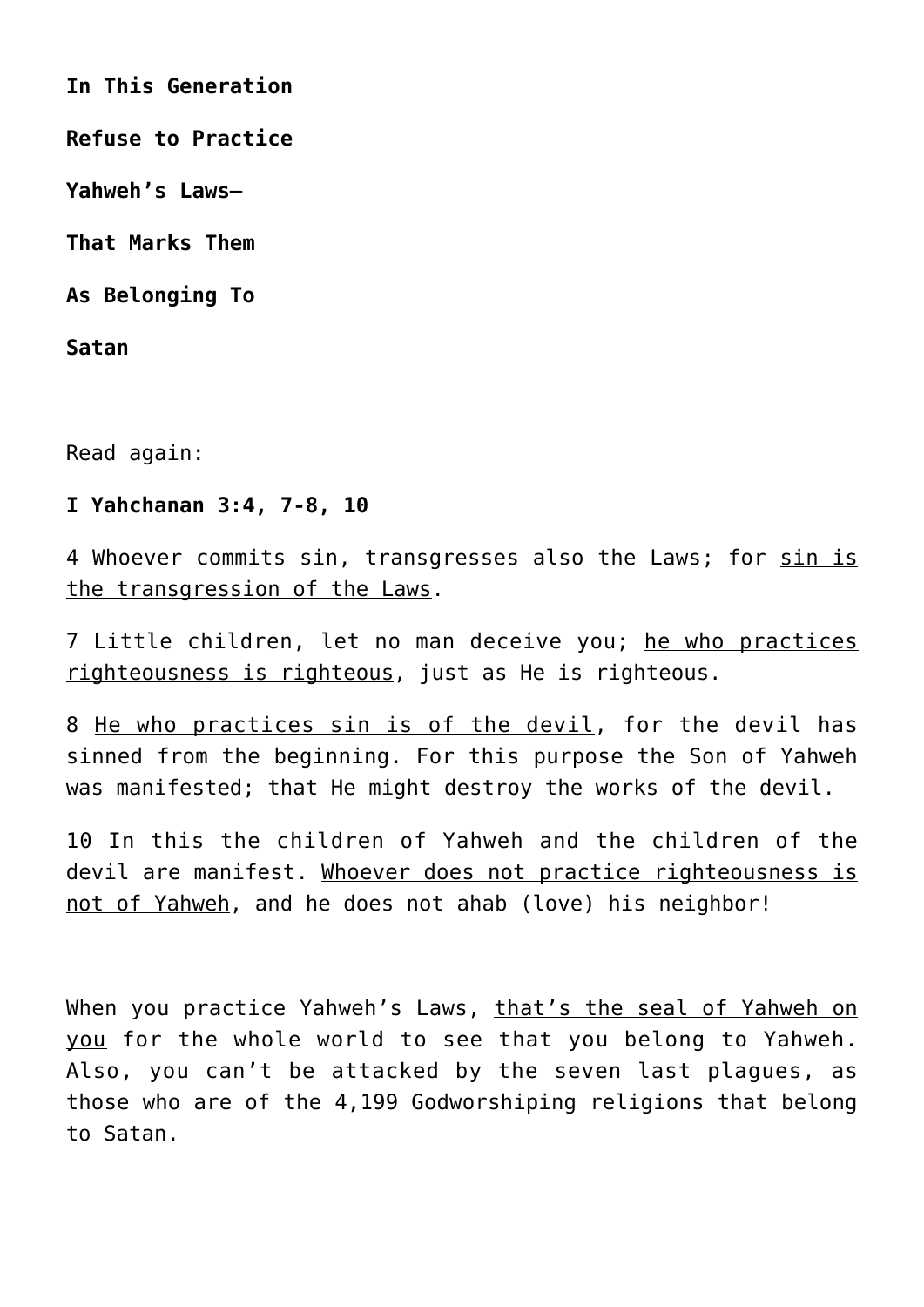**In This Generation**

**Refuse to Practice**

**Yahweh's Laws—**

**That Marks Them**

**As Belonging To**

**Satan**

Read again:

**I Yahchanan 3:4, 7-8, 10**

4 Whoever commits sin, transgresses also the Laws; for <u>sin is the transgression of the Laws</u>.

7 Little children, let no man deceive you; <u>he who practices righteousness is righteous</u>, just as He is righteous.

8 <u>He who practices sin is of the devil</u>, for the devil has sinned from the beginning. For this purpose the Son of Yahweh was manifested; that He might destroy the works of the devil.

10 In this the children of Yahweh and the children of the devil are manifest. <u>Whoever does not practice righteousness is not of Yahweh</u>, and he does not ahab (love) his neighbor!

When you practice Yahweh's Laws, <u>that's the seal of Yahweh on you</u> for the whole world to see that you belong to Yahweh. Also, you can't be attacked by the <u>seven last plagues</u>, as those who are of the 4,199 Godworshiping religions that belong to Satan.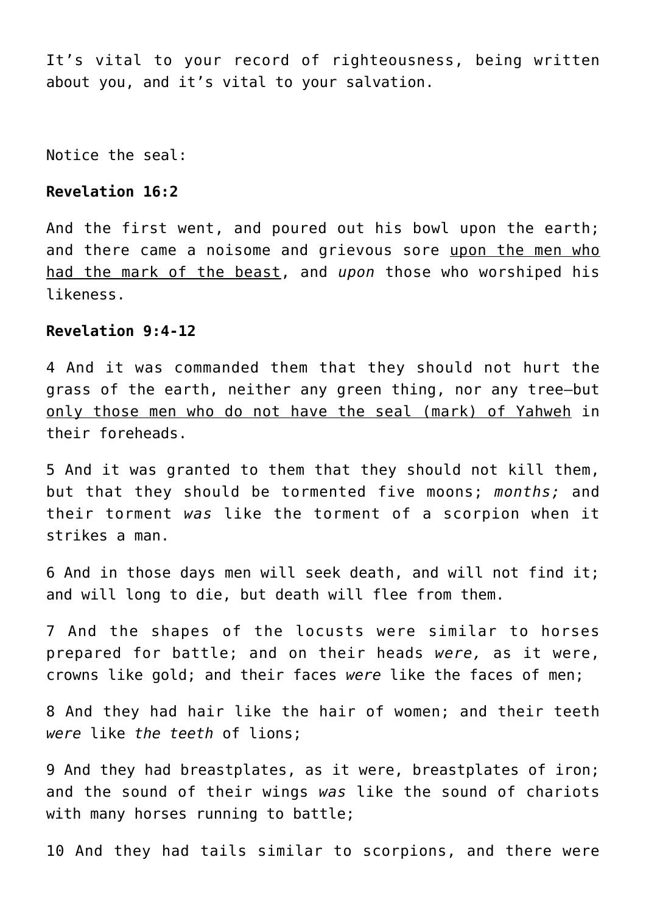It’s vital to your record of righteousness, being written about you, and it’s vital to your salvation.

Notice the seal:

**Revelation 16:2**

And the first went, and poured out his bowl upon the earth; and there came a noisome and grievous sore <u>upon the men who had the mark of the beast</u>, and *upon* those who worshiped his likeness.

**Revelation 9:4-12**

4 And it was commanded them that they should not hurt the grass of the earth, neither any green thing, nor any tree—but <u>only those men who do not have the seal (mark) of Yahweh</u> in their foreheads.

5 And it was granted to them that they should not kill them, but that they should be tormented five moons; *months;* and their torment *was* like the torment of a scorpion when it strikes a man.

6 And in those days men will seek death, and will not find it; and will long to die, but death will flee from them.

7 And the shapes of the locusts were similar to horses prepared for battle; and on their heads *were,* as it were, crowns like gold; and their faces *were* like the faces of men;

8 And they had hair like the hair of women; and their teeth *were* like *the teeth* of lions;

9 And they had breastplates, as it were, breastplates of iron; and the sound of their wings *was* like the sound of chariots with many horses running to battle;

10 And they had tails similar to scorpions, and there were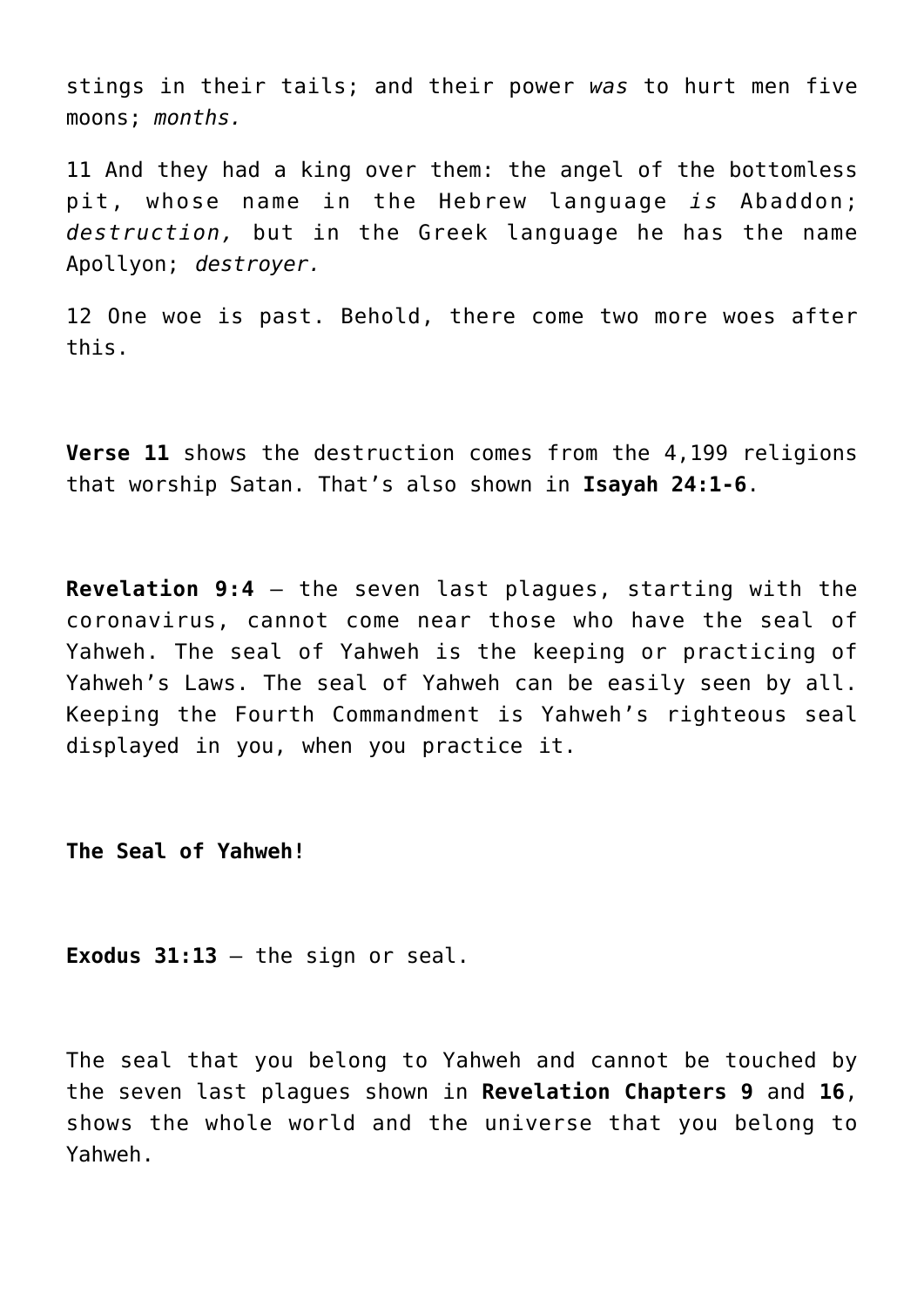stings in their tails; and their power *was* to hurt men five moons; *months.*

11 And they had a king over them: the angel of the bottomless pit, whose name in the Hebrew language *is* Abaddon; *destruction,* but in the Greek language he has the name Apollyon; *destroyer.*

12 One woe is past. Behold, there come two more woes after this.

**Verse 11** shows the destruction comes from the 4,199 religions that worship Satan. That's also shown in **Isayah 24:1-6**.

**Revelation 9:4** – the seven last plagues, starting with the coronavirus, cannot come near those who have the seal of Yahweh. The seal of Yahweh is the keeping or practicing of Yahweh's Laws. The seal of Yahweh can be easily seen by all. Keeping the Fourth Commandment is Yahweh's righteous seal displayed in you, when you practice it.

**The Seal of Yahweh!**

**Exodus 31:13** – the sign or seal.

The seal that you belong to Yahweh and cannot be touched by the seven last plagues shown in **Revelation Chapters 9** and **16**, shows the whole world and the universe that you belong to Yahweh.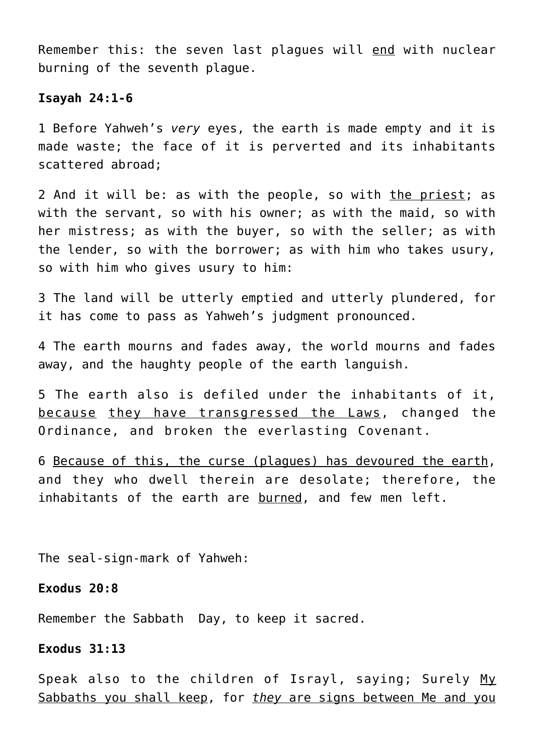Remember this: the seven last plagues will <u>end</u> with nuclear burning of the seventh plague.

**Isayah 24:1-6**

1 Before Yahweh's *very* eyes, the earth is made empty and it is made waste; the face of it is perverted and its inhabitants scattered abroad;

2 And it will be: as with the people, so with <u>the priest</u>; as with the servant, so with his owner; as with the maid, so with her mistress; as with the buyer, so with the seller; as with the lender, so with the borrower; as with him who takes usury, so with him who gives usury to him:

3 The land will be utterly emptied and utterly plundered, for it has come to pass as Yahweh's judgment pronounced.

4 The earth mourns and fades away, the world mourns and fades away, and the haughty people of the earth languish.

5 The earth also is defiled under the inhabitants of it, <u>because</u> <u>they have transgressed the Laws</u>, changed the Ordinance, and broken the everlasting Covenant.

6 <u>Because of this, the curse (plagues) has devoured the earth</u>, and they who dwell therein are desolate; therefore, the inhabitants of the earth are <u>burned</u>, and few men left.

The seal-sign-mark of Yahweh:

**Exodus 20:8**

Remember the Sabbath Day, to keep it sacred.

**Exodus 31:13**

Speak also to the children of Israyl, saying; Surely <u>My Sabbaths you shall keep</u>, for <u>*they* are signs between Me and you</u>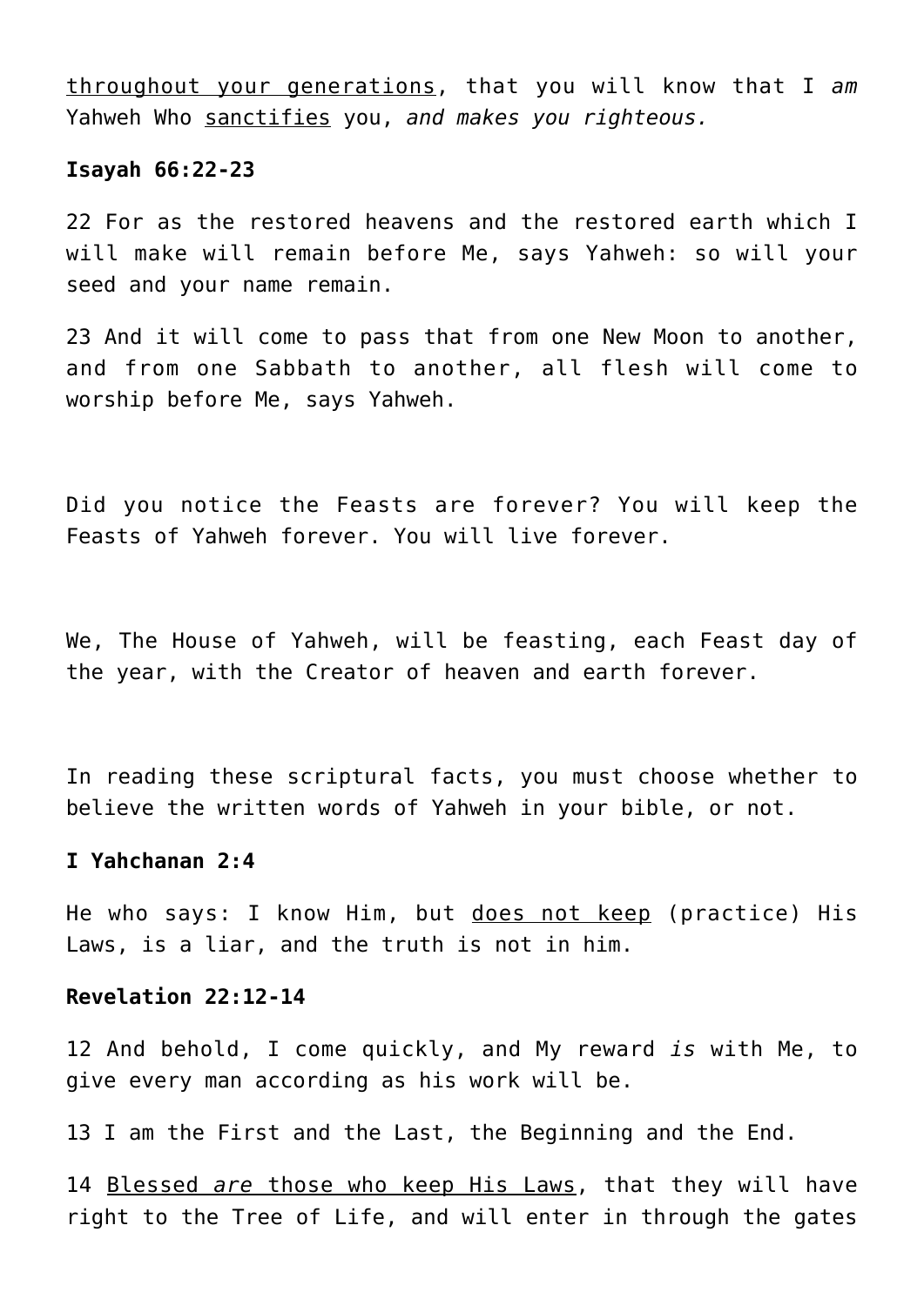<u>throughout your generations</u>, that you will know that I *am* Yahweh Who <u>sanctifies</u> you, *and makes you righteous.*

**Isayah 66:22-23**

22 For as the restored heavens and the restored earth which I will make will remain before Me, says Yahweh: so will your seed and your name remain.

23 And it will come to pass that from one New Moon to another, and from one Sabbath to another, all flesh will come to worship before Me, says Yahweh.

Did you notice the Feasts are forever? You will keep the Feasts of Yahweh forever. You will live forever.

We, The House of Yahweh, will be feasting, each Feast day of the year, with the Creator of heaven and earth forever.

In reading these scriptural facts, you must choose whether to believe the written words of Yahweh in your bible, or not.

**I Yahchanan 2:4**

He who says: I know Him, but <u>does not keep</u> (practice) His Laws, is a liar, and the truth is not in him.

**Revelation 22:12-14**

12 And behold, I come quickly, and My reward *is* with Me, to give every man according as his work will be.

13 I am the First and the Last, the Beginning and the End.

14 <u>Blessed *are* those who keep His Laws</u>, that they will have right to the Tree of Life, and will enter in through the gates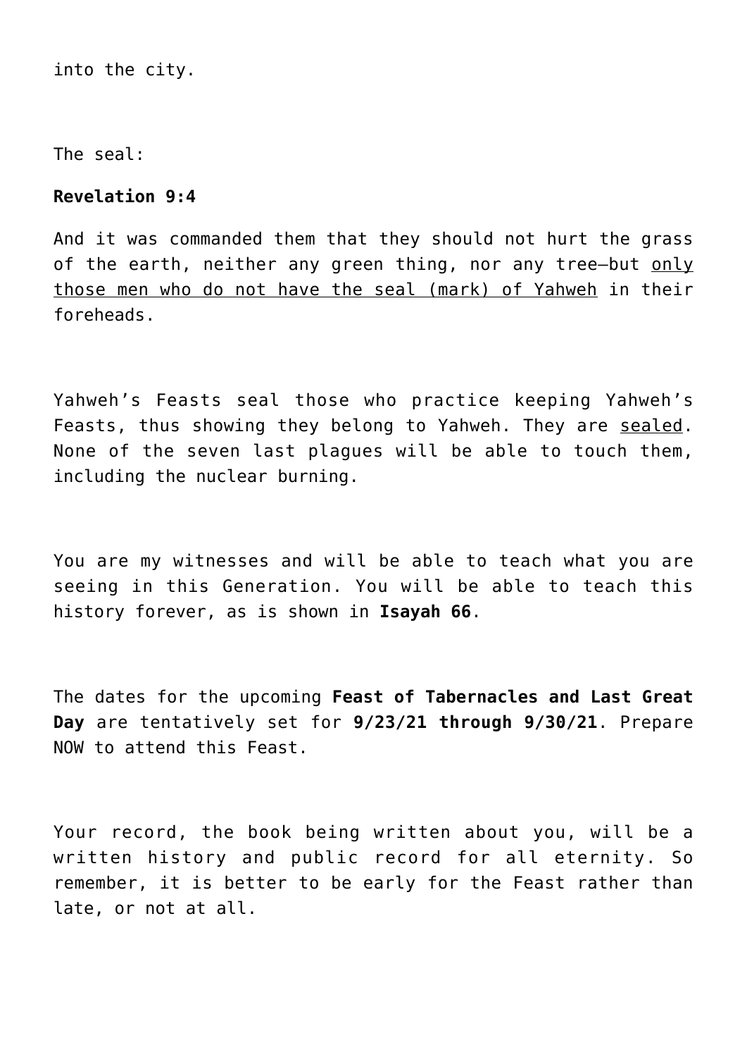into the city.

The seal:

**Revelation 9:4**

And it was commanded them that they should not hurt the grass of the earth, neither any green thing, nor any tree—but <u>only those men who do not have the seal (mark) of Yahweh</u> in their foreheads.

Yahweh's Feasts seal those who practice keeping Yahweh's Feasts, thus showing they belong to Yahweh. They are <u>sealed</u>. None of the seven last plagues will be able to touch them, including the nuclear burning.

You are my witnesses and will be able to teach what you are seeing in this Generation. You will be able to teach this history forever, as is shown in **Isayah 66**.

The dates for the upcoming **Feast of Tabernacles and Last Great Day** are tentatively set for **9/23/21 through 9/30/21**. Prepare NOW to attend this Feast.

Your record, the book being written about you, will be a written history and public record for all eternity. So remember, it is better to be early for the Feast rather than late, or not at all.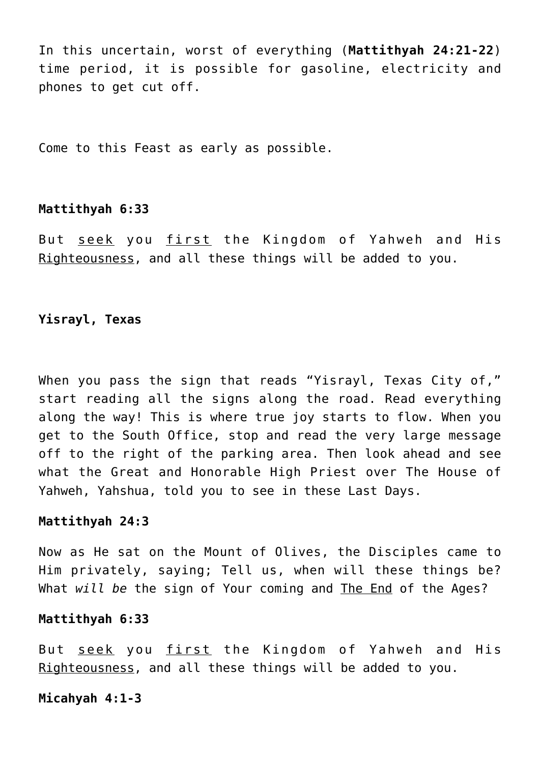In this uncertain, worst of everything (**Mattithyah 24:21-22**) time period, it is possible for gasoline, electricity and phones to get cut off.

Come to this Feast as early as possible.

**Mattithyah 6:33**

But <u>seek</u> you <u>first</u> the Kingdom of Yahweh and His <u>Righteousness</u>, and all these things will be added to you.

**Yisrayl, Texas**

When you pass the sign that reads "Yisrayl, Texas City of," start reading all the signs along the road. Read everything along the way! This is where true joy starts to flow. When you get to the South Office, stop and read the very large message off to the right of the parking area. Then look ahead and see what the Great and Honorable High Priest over The House of Yahweh, Yahshua, told you to see in these Last Days.

**Mattithyah 24:3**

Now as He sat on the Mount of Olives, the Disciples came to Him privately, saying; Tell us, when will these things be? What *will be* the sign of Your coming and <u>The End</u> of the Ages?

**Mattithyah 6:33**

But <u>seek</u> you <u>first</u> the Kingdom of Yahweh and His <u>Righteousness</u>, and all these things will be added to you.

**Micahyah 4:1-3**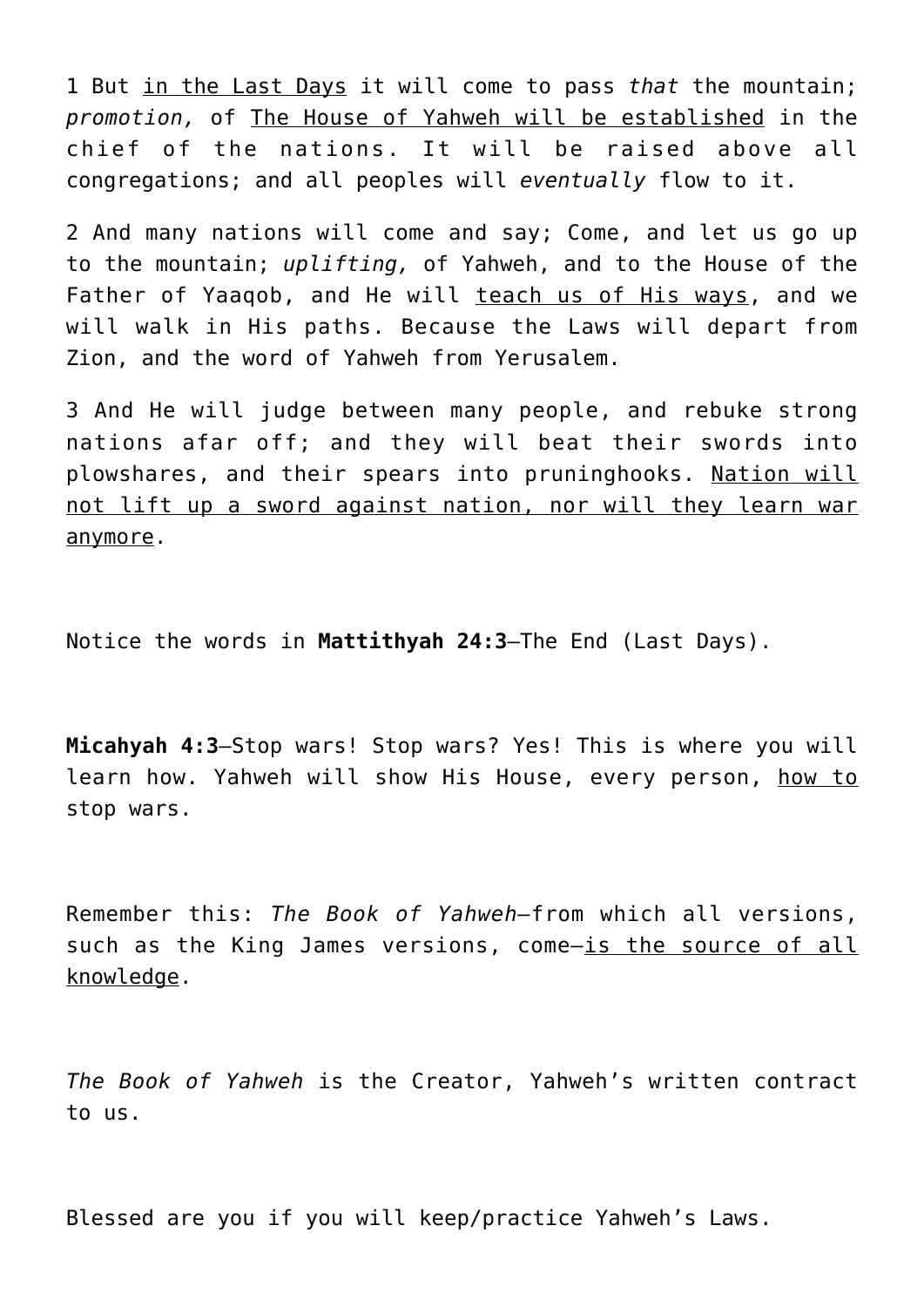1 But <u>in the Last Days</u> it will come to pass *that* the mountain; *promotion,* of <u>The House of Yahweh will be established</u> in the chief of the nations. It will be raised above all congregations; and all peoples will *eventually* flow to it.

2 And many nations will come and say; Come, and let us go up to the mountain; *uplifting,* of Yahweh, and to the House of the Father of Yaaqob, and He will <u>teach us of His ways</u>, and we will walk in His paths. Because the Laws will depart from Zion, and the word of Yahweh from Yerusalem.

3 And He will judge between many people, and rebuke strong nations afar off; and they will beat their swords into plowshares, and their spears into pruninghooks. <u>Nation will not lift up a sword against nation, nor will they learn war anymore</u>.

Notice the words in **Mattithyah 24:3**—The End (Last Days).

**Micahyah 4:3**—Stop wars! Stop wars? Yes! This is where you will learn how. Yahweh will show His House, every person, <u>how to</u> stop wars.

Remember this: *The Book of Yahweh*—from which all versions, such as the King James versions, come—<u>is the source of all knowledge</u>.

*The Book of Yahweh* is the Creator, Yahweh's written contract to us.

Blessed are you if you will keep/practice Yahweh's Laws.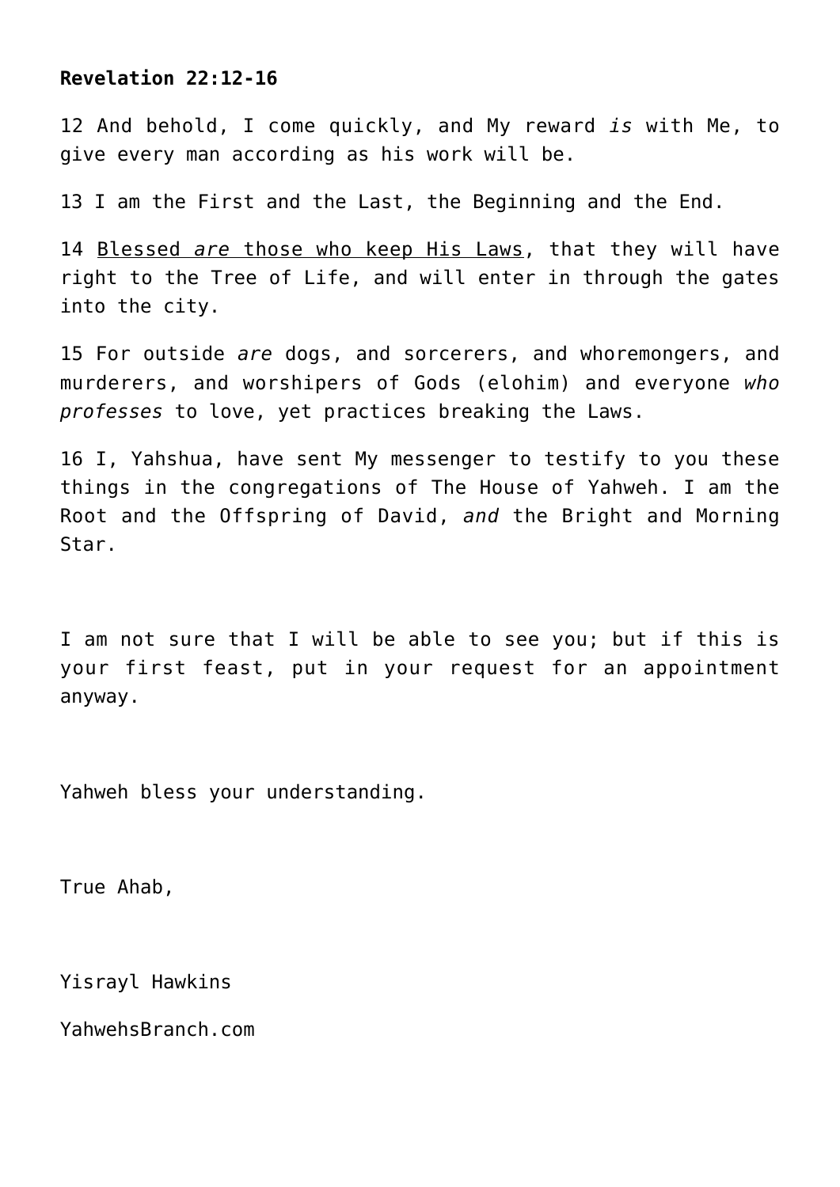**Revelation 22:12-16**

12 And behold, I come quickly, and My reward *is* with Me, to give every man according as his work will be.

13 I am the First and the Last, the Beginning and the End.

14 <u>Blessed *are* those who keep His Laws</u>, that they will have right to the Tree of Life, and will enter in through the gates into the city.

15 For outside *are* dogs, and sorcerers, and whoremongers, and murderers, and worshipers of Gods (elohim) and everyone *who professes* to love, yet practices breaking the Laws.

16 I, Yahshua, have sent My messenger to testify to you these things in the congregations of The House of Yahweh. I am the Root and the Offspring of David, *and* the Bright and Morning Star.

I am not sure that I will be able to see you; but if this is your first feast, put in your request for an appointment anyway.

Yahweh bless your understanding.

True Ahab,

Yisrayl Hawkins

YahwehsBranch.com